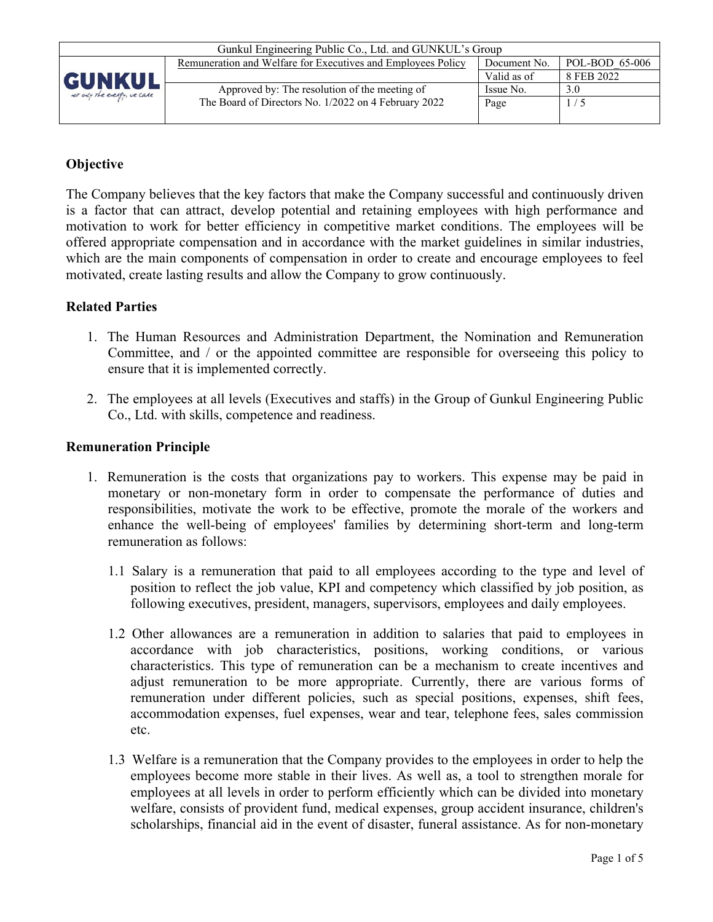| Gunkul Engineering Public Co., Ltd. and GUNKUL's Group | | | |
|---|---|---|---|
| GUNKUL | Remuneration and Welfare for Executives and Employees Policy | Document No. | POL-BOD_65-006 |
| | | Valid as of | 8 FEB 2022 |
| | Approved by: The resolution of the meeting of The Board of Directors No. 1/2022 on 4 February 2022 | Issue No. | 3.0 |
| | | Page | 1 / 5 |

## Objective

The Company believes that the key factors that make the Company successful and continuously driven is a factor that can attract, develop potential and retaining employees with high performance and motivation to work for better efficiency in competitive market conditions. The employees will be offered appropriate compensation and in accordance with the market guidelines in similar industries, which are the main components of compensation in order to create and encourage employees to feel motivated, create lasting results and allow the Company to grow continuously.

## Related Parties

1. The Human Resources and Administration Department, the Nomination and Remuneration Committee, and / or the appointed committee are responsible for overseeing this policy to ensure that it is implemented correctly.

2. The employees at all levels (Executives and staffs) in the Group of Gunkul Engineering Public Co., Ltd. with skills, competence and readiness.

## Remuneration Principle

1. Remuneration is the costs that organizations pay to workers. This expense may be paid in monetary or non-monetary form in order to compensate the performance of duties and responsibilities, motivate the work to be effective, promote the morale of the workers and enhance the well-being of employees' families by determining short-term and long-term remuneration as follows:

   1.1 Salary is a remuneration that paid to all employees according to the type and level of position to reflect the job value, KPI and competency which classified by job position, as following executives, president, managers, supervisors, employees and daily employees.

   1.2 Other allowances are a remuneration in addition to salaries that paid to employees in accordance with job characteristics, positions, working conditions, or various characteristics. This type of remuneration can be a mechanism to create incentives and adjust remuneration to be more appropriate. Currently, there are various forms of remuneration under different policies, such as special positions, expenses, shift fees, accommodation expenses, fuel expenses, wear and tear, telephone fees, sales commission etc.

   1.3 Welfare is a remuneration that the Company provides to the employees in order to help the employees become more stable in their lives. As well as, a tool to strengthen morale for employees at all levels in order to perform efficiently which can be divided into monetary welfare, consists of provident fund, medical expenses, group accident insurance, children's scholarships, financial aid in the event of disaster, funeral assistance. As for non-monetary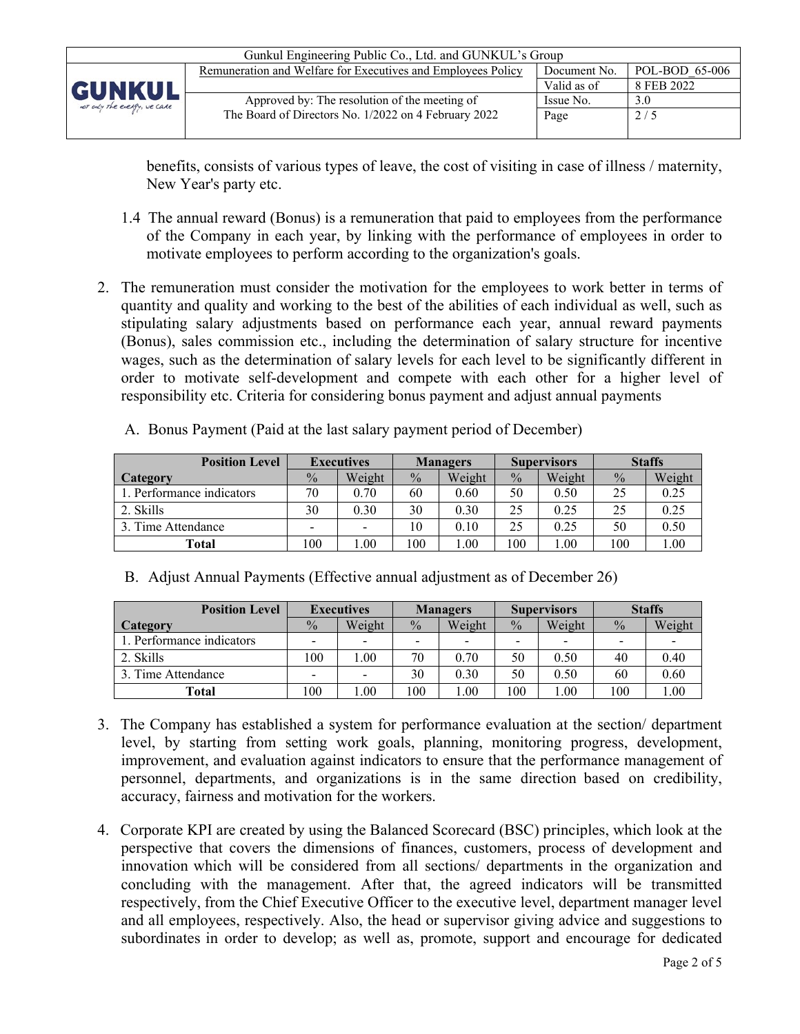benefits, consists of various types of leave, the cost of visiting in case of illness / maternity, New Year's party etc.

1.4 The annual reward (Bonus) is a remuneration that paid to employees from the performance of the Company in each year, by linking with the performance of employees in order to motivate employees to perform according to the organization's goals.

2. The remuneration must consider the motivation for the employees to work better in terms of quantity and quality and working to the best of the abilities of each individual as well, such as stipulating salary adjustments based on performance each year, annual reward payments (Bonus), sales commission etc., including the determination of salary structure for incentive wages, such as the determination of salary levels for each level to be significantly different in order to motivate self-development and compete with each other for a higher level of responsibility etc. Criteria for considering bonus payment and adjust annual payments

A. Bonus Payment (Paid at the last salary payment period of December)

| Position Level | Executives | | Managers | | Supervisors | | Staffs | |
|---|---|---|---|---|---|---|---|---|
| **Category** | % | Weight | % | Weight | % | Weight | % | Weight |
| 1. Performance indicators | 70 | 0.70 | 60 | 0.60 | 50 | 0.50 | 25 | 0.25 |
| 2. Skills | 30 | 0.30 | 30 | 0.30 | 25 | 0.25 | 25 | 0.25 |
| 3. Time Attendance | - | - | 10 | 0.10 | 25 | 0.25 | 50 | 0.50 |
| **Total** | 100 | 1.00 | 100 | 1.00 | 100 | 1.00 | 100 | 1.00 |

B. Adjust Annual Payments (Effective annual adjustment as of December 26)

| Position Level | Executives | | Managers | | Supervisors | | Staffs | |
|---|---|---|---|---|---|---|---|---|
| **Category** | % | Weight | % | Weight | % | Weight | % | Weight |
| 1. Performance indicators | - | - | - | - | - | - | - | - |
| 2. Skills | 100 | 1.00 | 70 | 0.70 | 50 | 0.50 | 40 | 0.40 |
| 3. Time Attendance | - | - | 30 | 0.30 | 50 | 0.50 | 60 | 0.60 |
| **Total** | 100 | 1.00 | 100 | 1.00 | 100 | 1.00 | 100 | 1.00 |

3. The Company has established a system for performance evaluation at the section/ department level, by starting from setting work goals, planning, monitoring progress, development, improvement, and evaluation against indicators to ensure that the performance management of personnel, departments, and organizations is in the same direction based on credibility, accuracy, fairness and motivation for the workers.

4. Corporate KPI are created by using the Balanced Scorecard (BSC) principles, which look at the perspective that covers the dimensions of finances, customers, process of development and innovation which will be considered from all sections/ departments in the organization and concluding with the management. After that, the agreed indicators will be transmitted respectively, from the Chief Executive Officer to the executive level, department manager level and all employees, respectively. Also, the head or supervisor giving advice and suggestions to subordinates in order to develop; as well as, promote, support and encourage for dedicated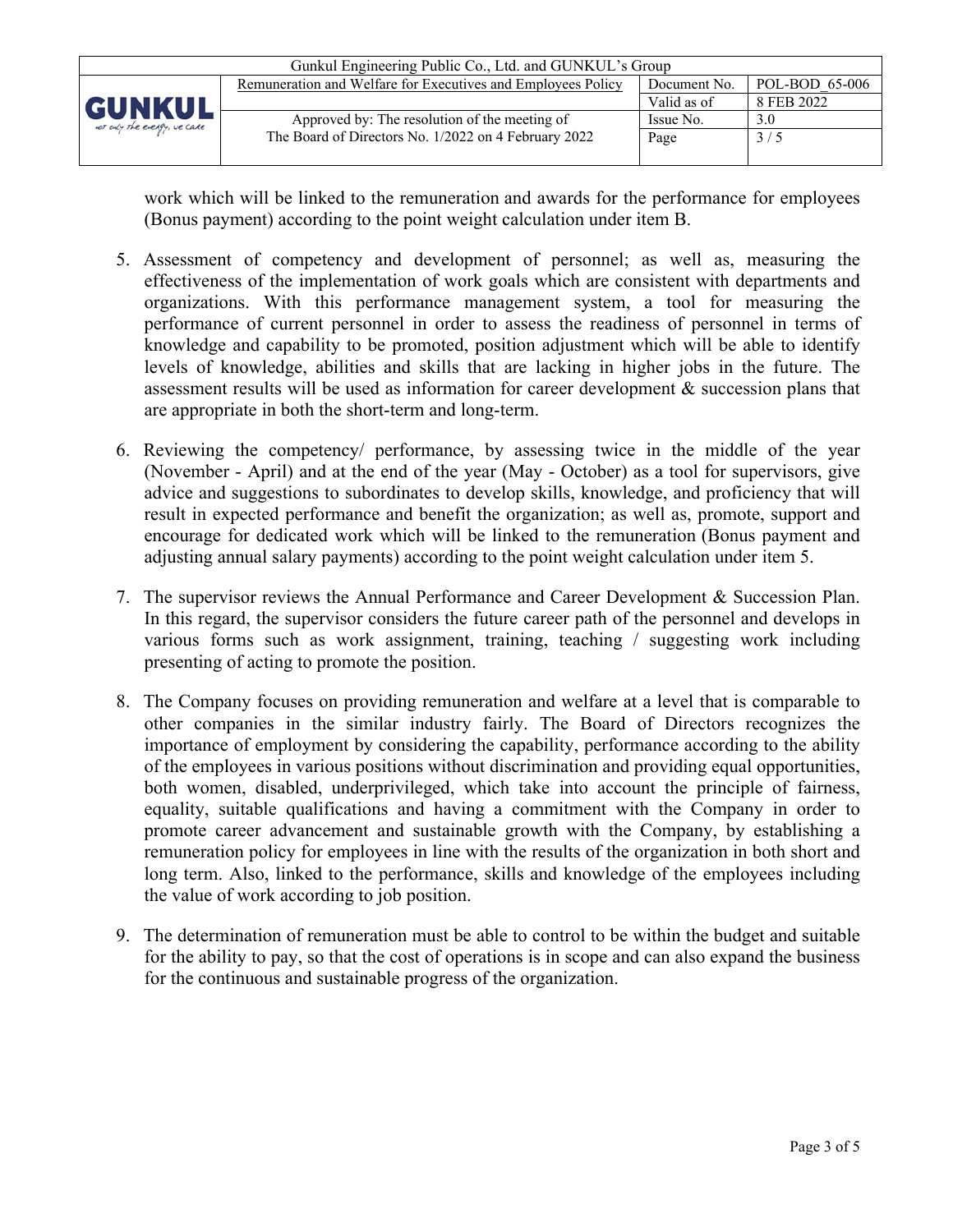work which will be linked to the remuneration and awards for the performance for employees (Bonus payment) according to the point weight calculation under item B.

5. Assessment of competency and development of personnel; as well as, measuring the effectiveness of the implementation of work goals which are consistent with departments and organizations. With this performance management system, a tool for measuring the performance of current personnel in order to assess the readiness of personnel in terms of knowledge and capability to be promoted, position adjustment which will be able to identify levels of knowledge, abilities and skills that are lacking in higher jobs in the future. The assessment results will be used as information for career development & succession plans that are appropriate in both the short-term and long-term.

6. Reviewing the competency/ performance, by assessing twice in the middle of the year (November - April) and at the end of the year (May - October) as a tool for supervisors, give advice and suggestions to subordinates to develop skills, knowledge, and proficiency that will result in expected performance and benefit the organization; as well as, promote, support and encourage for dedicated work which will be linked to the remuneration (Bonus payment and adjusting annual salary payments) according to the point weight calculation under item 5.

7. The supervisor reviews the Annual Performance and Career Development & Succession Plan. In this regard, the supervisor considers the future career path of the personnel and develops in various forms such as work assignment, training, teaching / suggesting work including presenting of acting to promote the position.

8. The Company focuses on providing remuneration and welfare at a level that is comparable to other companies in the similar industry fairly. The Board of Directors recognizes the importance of employment by considering the capability, performance according to the ability of the employees in various positions without discrimination and providing equal opportunities, both women, disabled, underprivileged, which take into account the principle of fairness, equality, suitable qualifications and having a commitment with the Company in order to promote career advancement and sustainable growth with the Company, by establishing a remuneration policy for employees in line with the results of the organization in both short and long term. Also, linked to the performance, skills and knowledge of the employees including the value of work according to job position.

9. The determination of remuneration must be able to control to be within the budget and suitable for the ability to pay, so that the cost of operations is in scope and can also expand the business for the continuous and sustainable progress of the organization.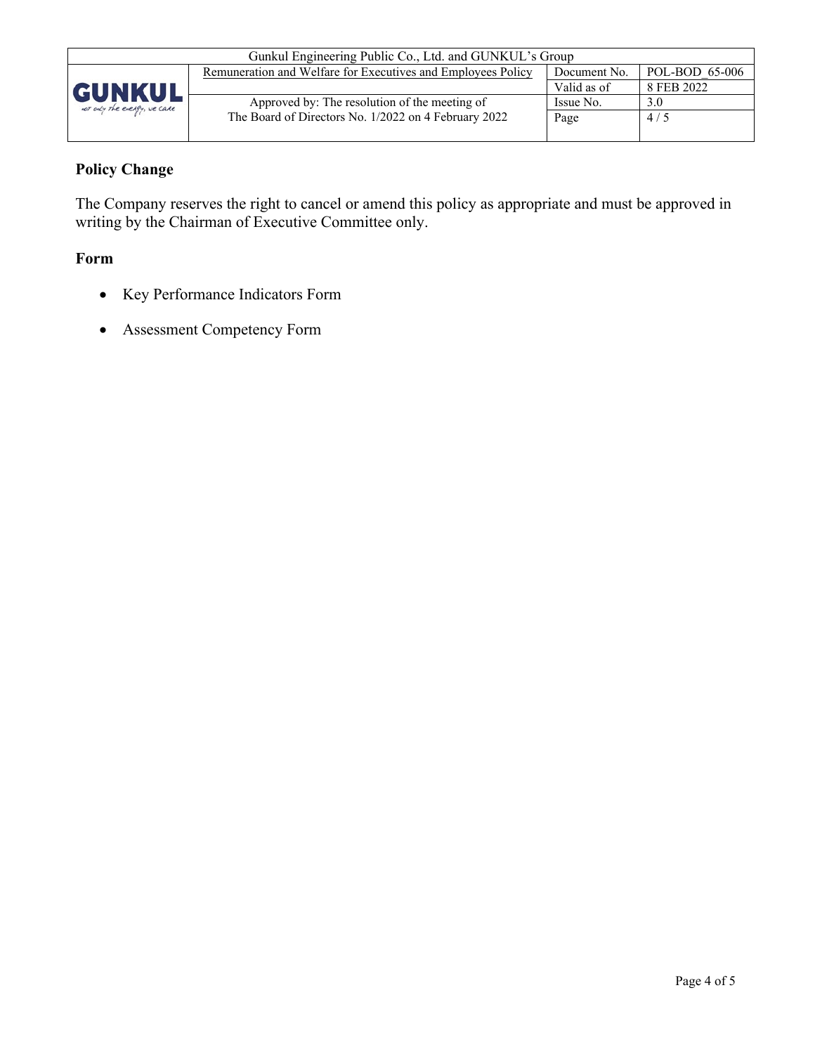## Policy Change

The Company reserves the right to cancel or amend this policy as appropriate and must be approved in writing by the Chairman of Executive Committee only.

## Form

- Key Performance Indicators Form
- Assessment Competency Form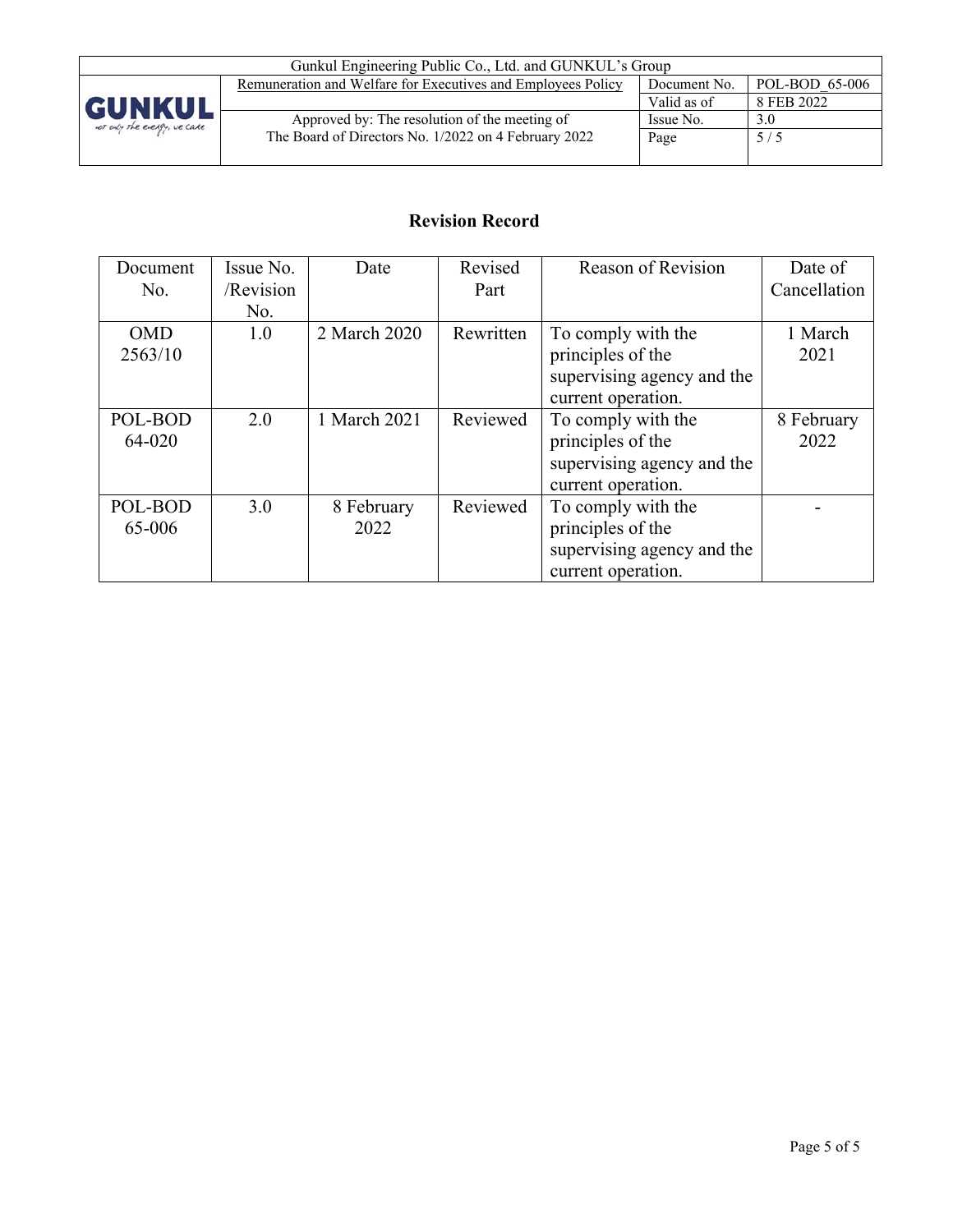## Revision Record

| Document No. | Issue No. /Revision No. | Date | Revised Part | Reason of Revision | Date of Cancellation |
|---|---|---|---|---|---|
| OMD 2563/10 | 1.0 | 2 March 2020 | Rewritten | To comply with the principles of the supervising agency and the current operation. | 1 March 2021 |
| POL-BOD 64-020 | 2.0 | 1 March 2021 | Reviewed | To comply with the principles of the supervising agency and the current operation. | 8 February 2022 |
| POL-BOD 65-006 | 3.0 | 8 February 2022 | Reviewed | To comply with the principles of the supervising agency and the current operation. | - |